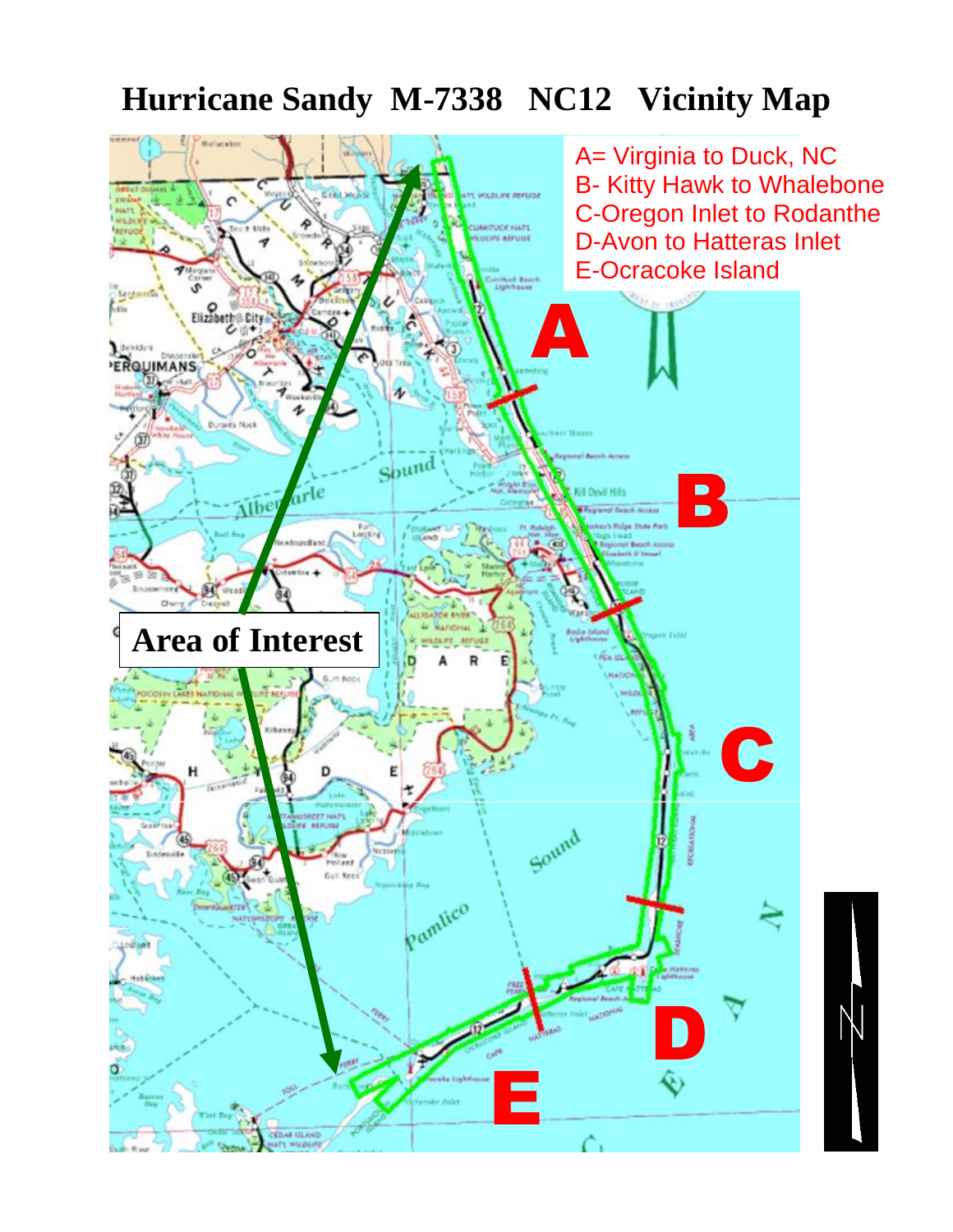# Hurricane Sandy M-7338 NC12 Vicinity Map

A= Virginia to Duck, NC
B- Kitty Hawk to Whalebone
C-Oregon Inlet to Rodanthe
D-Avon to Hatteras Inlet
E-Ocracoke Island

**Area of Interest**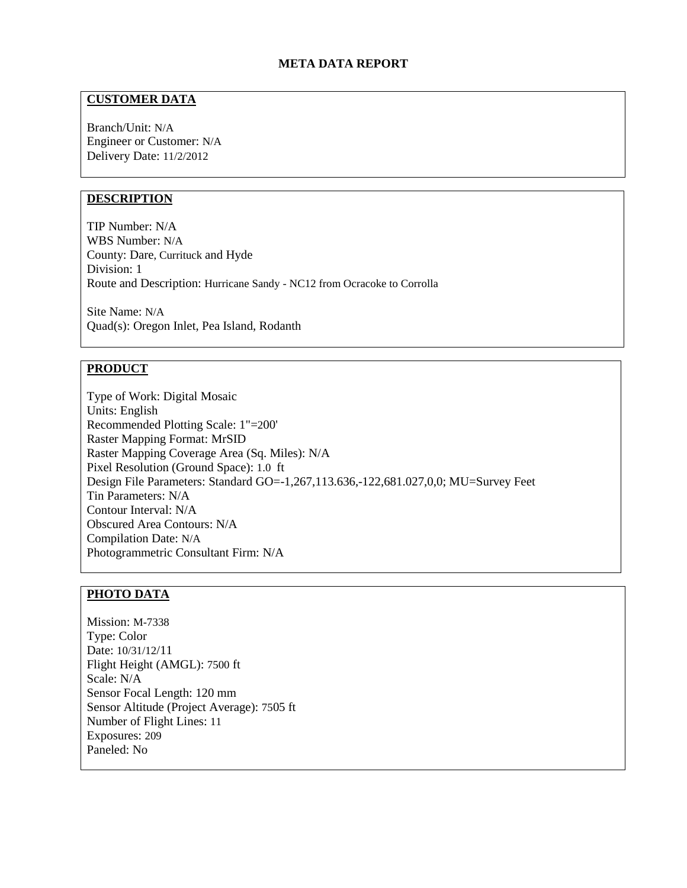# META DATA REPORT

## CUSTOMER DATA

Branch/Unit: N/A
Engineer or Customer: N/A
Delivery Date: 11/2/2012

## DESCRIPTION

TIP Number: N/A
WBS Number: N/A
County: Dare, Currituck and Hyde
Division: 1
Route and Description: Hurricane Sandy - NC12 from Ocracoke to Corrolla

Site Name: N/A
Quad(s): Oregon Inlet, Pea Island, Rodanth

## PRODUCT

Type of Work: Digital Mosaic
Units: English
Recommended Plotting Scale: 1"=200'
Raster Mapping Format: MrSID
Raster Mapping Coverage Area (Sq. Miles): N/A
Pixel Resolution (Ground Space): 1.0 ft
Design File Parameters: Standard GO=-1,267,113.636,-122,681.027,0,0; MU=Survey Feet
Tin Parameters: N/A
Contour Interval: N/A
Obscured Area Contours: N/A
Compilation Date: N/A
Photogrammetric Consultant Firm: N/A

## PHOTO DATA

Mission: M-7338
Type: Color
Date: 10/31/12/11
Flight Height (AMGL): 7500 ft
Scale: N/A
Sensor Focal Length: 120 mm
Sensor Altitude (Project Average): 7505 ft
Number of Flight Lines: 11
Exposures: 209
Paneled: No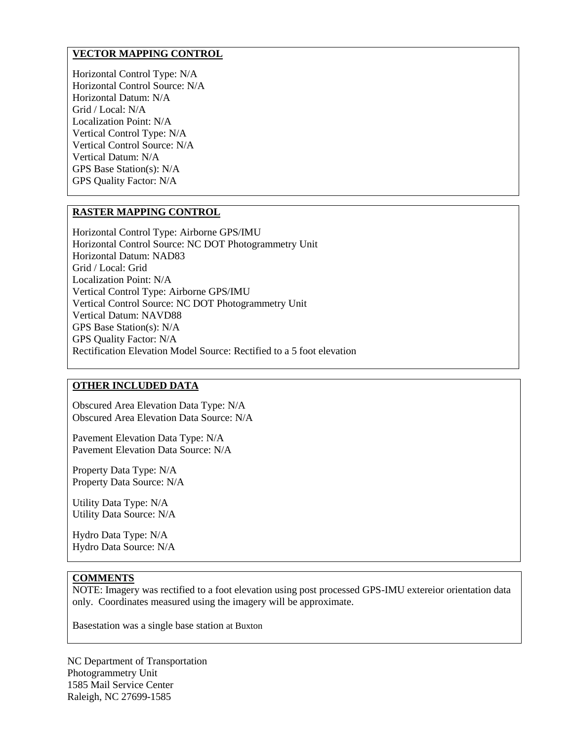## VECTOR MAPPING CONTROL

Horizontal Control Type: N/A
Horizontal Control Source: N/A
Horizontal Datum: N/A
Grid / Local: N/A
Localization Point: N/A
Vertical Control Type: N/A
Vertical Control Source: N/A
Vertical Datum: N/A
GPS Base Station(s): N/A
GPS Quality Factor: N/A

## RASTER MAPPING CONTROL

Horizontal Control Type: Airborne GPS/IMU
Horizontal Control Source: NC DOT Photogrammetry Unit
Horizontal Datum: NAD83
Grid / Local: Grid
Localization Point: N/A
Vertical Control Type: Airborne GPS/IMU
Vertical Control Source: NC DOT Photogrammetry Unit
Vertical Datum: NAVD88
GPS Base Station(s): N/A
GPS Quality Factor: N/A
Rectification Elevation Model Source: Rectified to a 5 foot elevation

## OTHER INCLUDED DATA

Obscured Area Elevation Data Type: N/A
Obscured Area Elevation Data Source: N/A

Pavement Elevation Data Type: N/A
Pavement Elevation Data Source: N/A

Property Data Type: N/A
Property Data Source: N/A

Utility Data Type: N/A
Utility Data Source: N/A

Hydro Data Type: N/A
Hydro Data Source: N/A

## COMMENTS

NOTE: Imagery was rectified to a foot elevation using post processed GPS-IMU extereior orientation data only. Coordinates measured using the imagery will be approximate.

Basestation was a single base station at Buxton

NC Department of Transportation
Photogrammetry Unit
1585 Mail Service Center
Raleigh, NC 27699-1585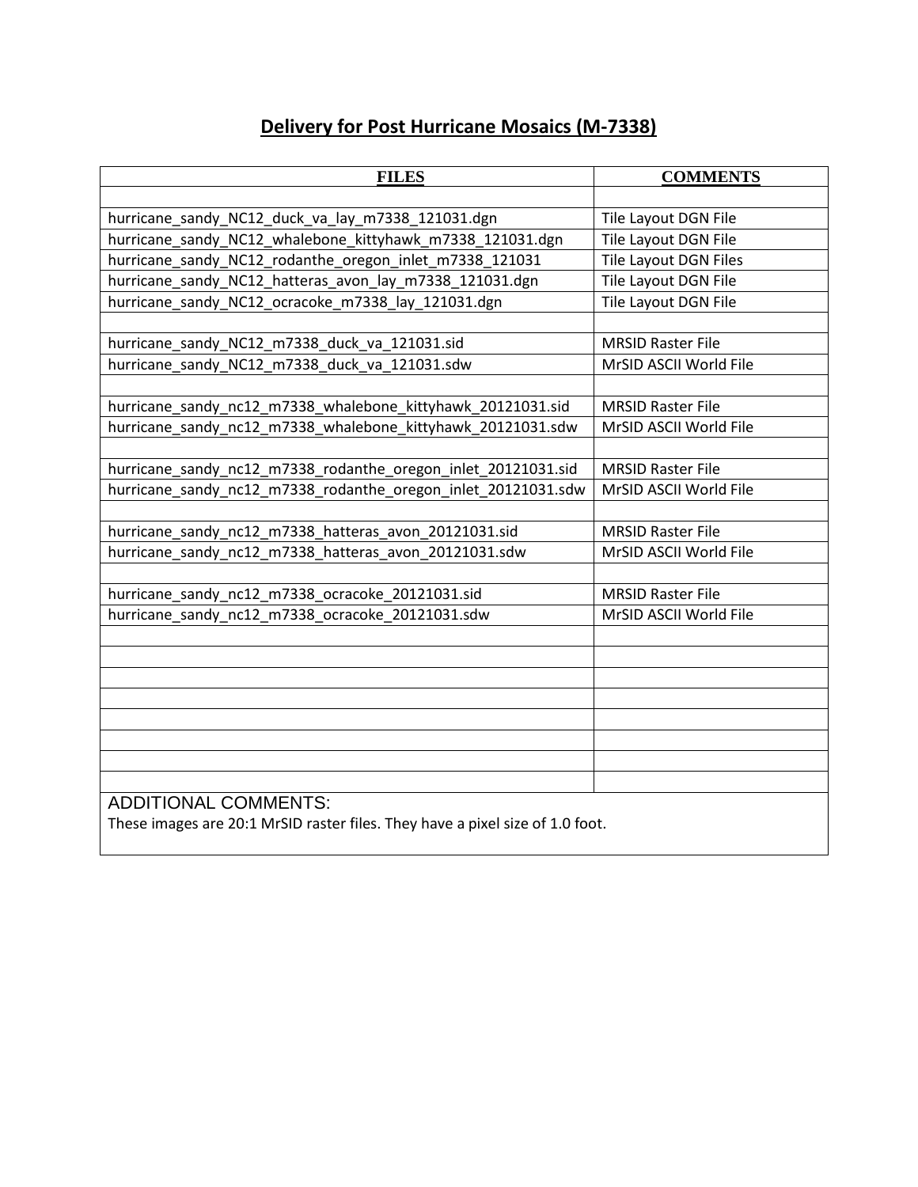# Delivery for Post Hurricane Mosaics (M-7338)

| FILES | COMMENTS |
|---|---|
| | |
| hurricane_sandy_NC12_duck_va_lay_m7338_121031.dgn | Tile Layout DGN File |
| hurricane_sandy_NC12_whalebone_kittyhawk_m7338_121031.dgn | Tile Layout DGN File |
| hurricane_sandy_NC12_rodanthe_oregon_inlet_m7338_121031 | Tile Layout DGN Files |
| hurricane_sandy_NC12_hatteras_avon_lay_m7338_121031.dgn | Tile Layout DGN File |
| hurricane_sandy_NC12_ocracoke_m7338_lay_121031.dgn | Tile Layout DGN File |
| | |
| hurricane_sandy_NC12_m7338_duck_va_121031.sid | MRSID Raster File |
| hurricane_sandy_NC12_m7338_duck_va_121031.sdw | MrSID ASCII World File |
| | |
| hurricane_sandy_nc12_m7338_whalebone_kittyhawk_20121031.sid | MRSID Raster File |
| hurricane_sandy_nc12_m7338_whalebone_kittyhawk_20121031.sdw | MrSID ASCII World File |
| | |
| hurricane_sandy_nc12_m7338_rodanthe_oregon_inlet_20121031.sid | MRSID Raster File |
| hurricane_sandy_nc12_m7338_rodanthe_oregon_inlet_20121031.sdw | MrSID ASCII World File |
| | |
| hurricane_sandy_nc12_m7338_hatteras_avon_20121031.sid | MRSID Raster File |
| hurricane_sandy_nc12_m7338_hatteras_avon_20121031.sdw | MrSID ASCII World File |
| | |
| hurricane_sandy_nc12_m7338_ocracoke_20121031.sid | MRSID Raster File |
| hurricane_sandy_nc12_m7338_ocracoke_20121031.sdw | MrSID ASCII World File |
| | |
| | |
| | |
| | |
| | |
| | |
| | |
| | |

ADDITIONAL COMMENTS:

These images are 20:1 MrSID raster files. They have a pixel size of 1.0 foot.